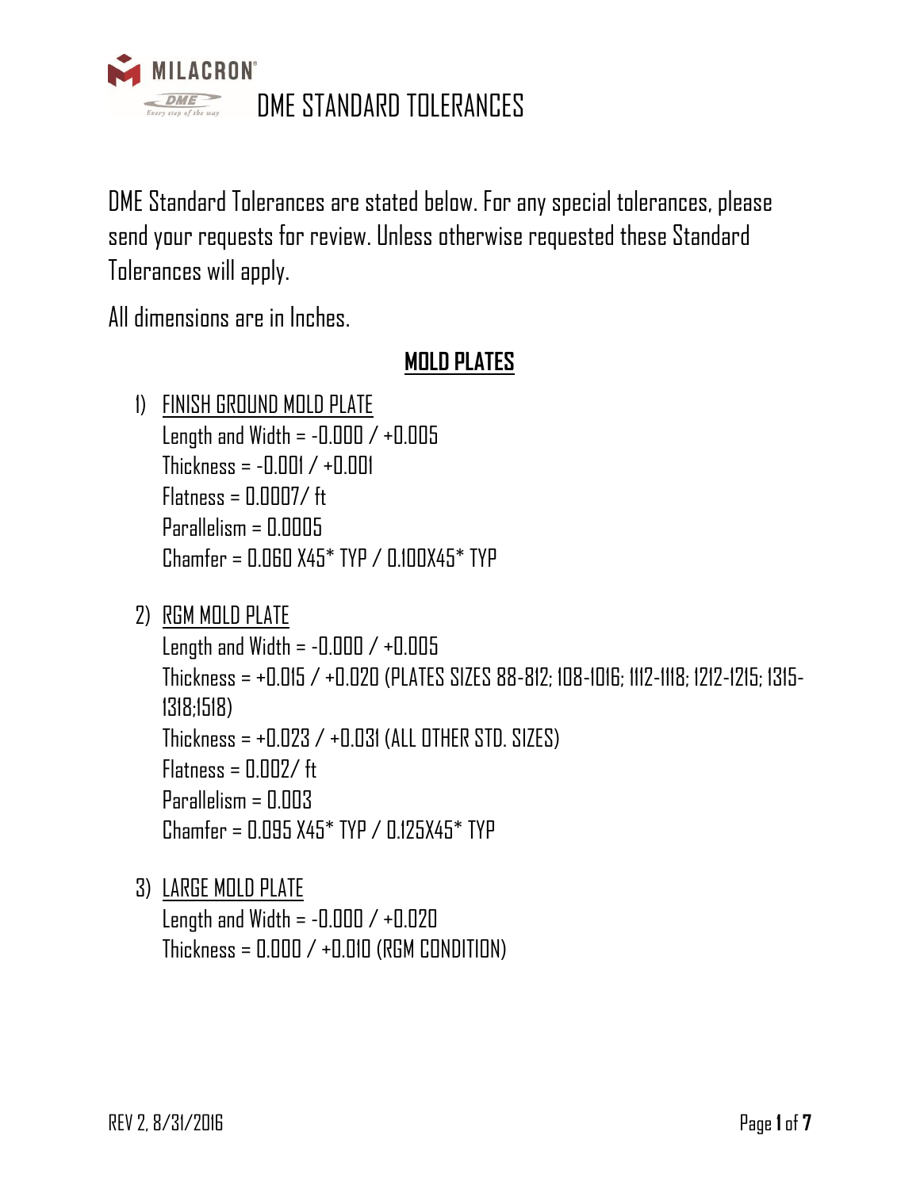# DME STANDARD TOLERANCES

DME Standard Tolerances are stated below. For any special tolerances, please send your requests for review. Unless otherwise requested these Standard Tolerances will apply.

All dimensions are in Inches.

## MOLD PLATES

1) FINISH GROUND MOLD PLATE
   Length and Width = -0.000 / +0.005
   Thickness = -0.001 / +0.001
   Flatness = 0.0007/ ft
   Parallelism = 0.0005
   Chamfer = 0.060 X45* TYP / 0.100X45* TYP

2) RGM MOLD PLATE
   Length and Width = -0.000 / +0.005
   Thickness = +0.015 / +0.020 (PLATES SIZES 88-812; 108-1016; 1112-1118; 1212-1215; 1315-1318;1518)
   Thickness = +0.023 / +0.031 (ALL OTHER STD. SIZES)
   Flatness = 0.002/ ft
   Parallelism = 0.003
   Chamfer = 0.095 X45* TYP / 0.125X45* TYP

3) LARGE MOLD PLATE
   Length and Width = -0.000 / +0.020
   Thickness = 0.000 / +0.010 (RGM CONDITION)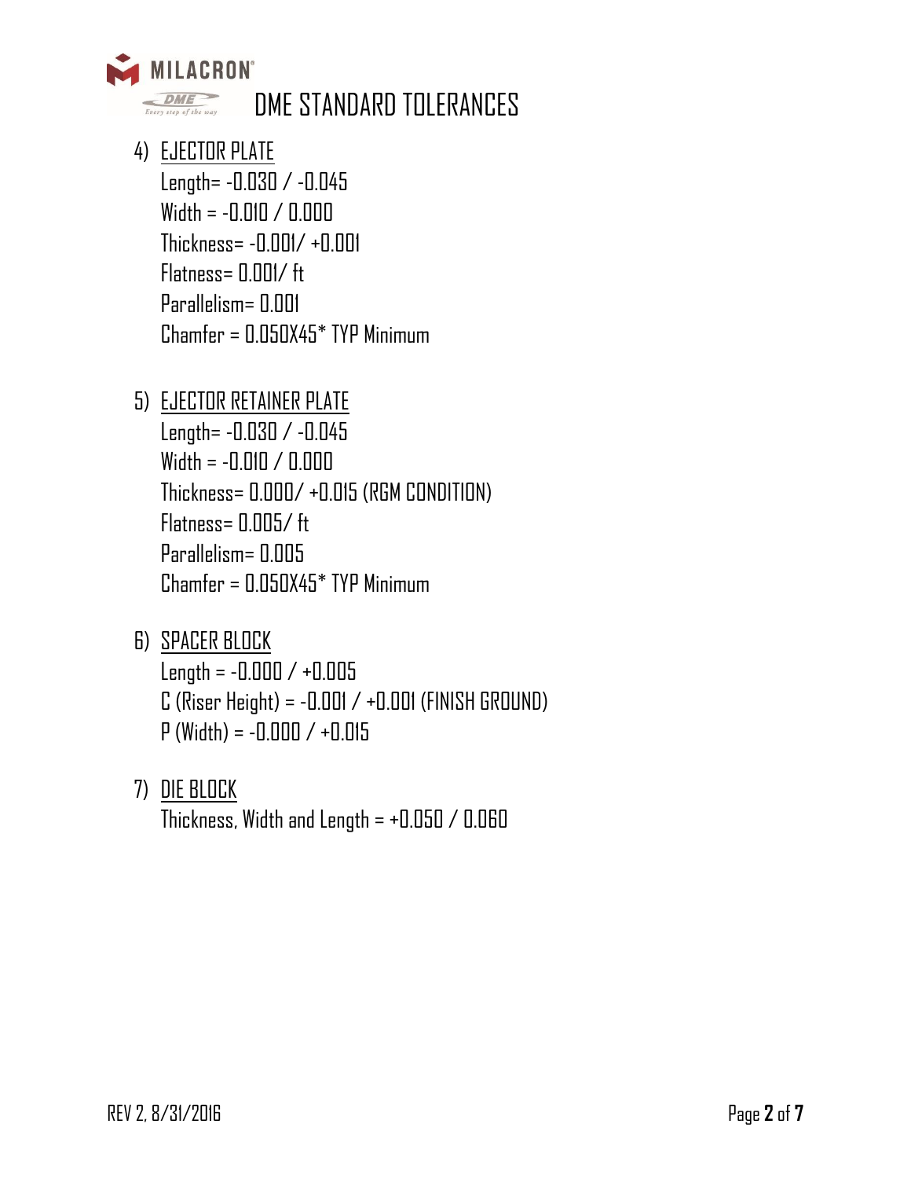# DME STANDARD TOLERANCES

4) EJECTOR PLATE
   Length= -0.030 / -0.045
   Width = -0.010 / 0.000
   Thickness= -0.001/ +0.001
   Flatness= 0.001/ ft
   Parallelism= 0.001
   Chamfer = 0.050X45* TYP Minimum

5) EJECTOR RETAINER PLATE
   Length= -0.030 / -0.045
   Width = -0.010 / 0.000
   Thickness= 0.000/ +0.015 (RGM CONDITION)
   Flatness= 0.005/ ft
   Parallelism= 0.005
   Chamfer = 0.050X45* TYP Minimum

6) SPACER BLOCK
   Length = -0.000 / +0.005
   C (Riser Height) = -0.001 / +0.001 (FINISH GROUND)
   P (Width) = -0.000 / +0.015

7) DIE BLOCK
   Thickness, Width and Length = +0.050 / 0.060

REV 2, 8/31/2016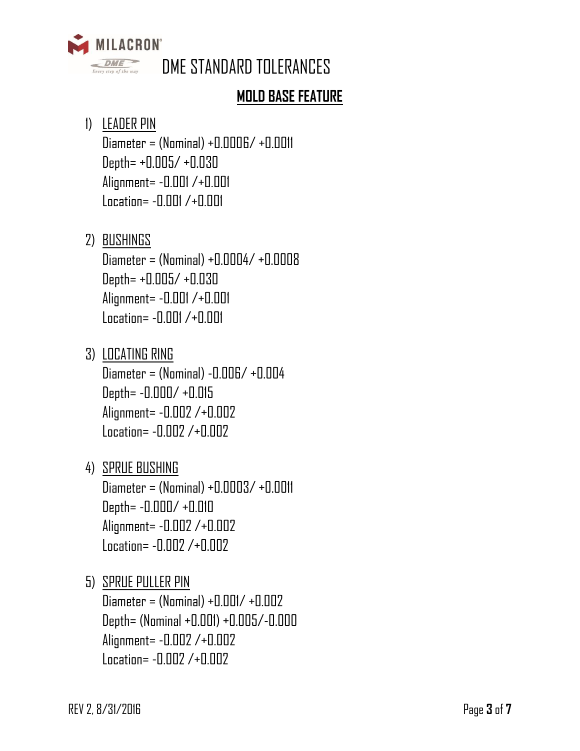# DME STANDARD TOLERANCES

## MOLD BASE FEATURE

1) LEADER PIN
   Diameter = (Nominal) +0.0006/ +0.0011
   Depth= +0.005/ +0.030
   Alignment= -0.001 /+0.001
   Location= -0.001 /+0.001

2) BUSHINGS
   Diameter = (Nominal) +0.0004/ +0.0008
   Depth= +0.005/ +0.030
   Alignment= -0.001 /+0.001
   Location= -0.001 /+0.001

3) LOCATING RING
   Diameter = (Nominal) -0.006/ +0.004
   Depth= -0.000/ +0.015
   Alignment= -0.002 /+0.002
   Location= -0.002 /+0.002

4) SPRUE BUSHING
   Diameter = (Nominal) +0.0003/ +0.0011
   Depth= -0.000/ +0.010
   Alignment= -0.002 /+0.002
   Location= -0.002 /+0.002

5) SPRUE PULLER PIN
   Diameter = (Nominal) +0.001/ +0.002
   Depth= (Nominal +0.001) +0.005/-0.000
   Alignment= -0.002 /+0.002
   Location= -0.002 /+0.002

REV 2, 8/31/2016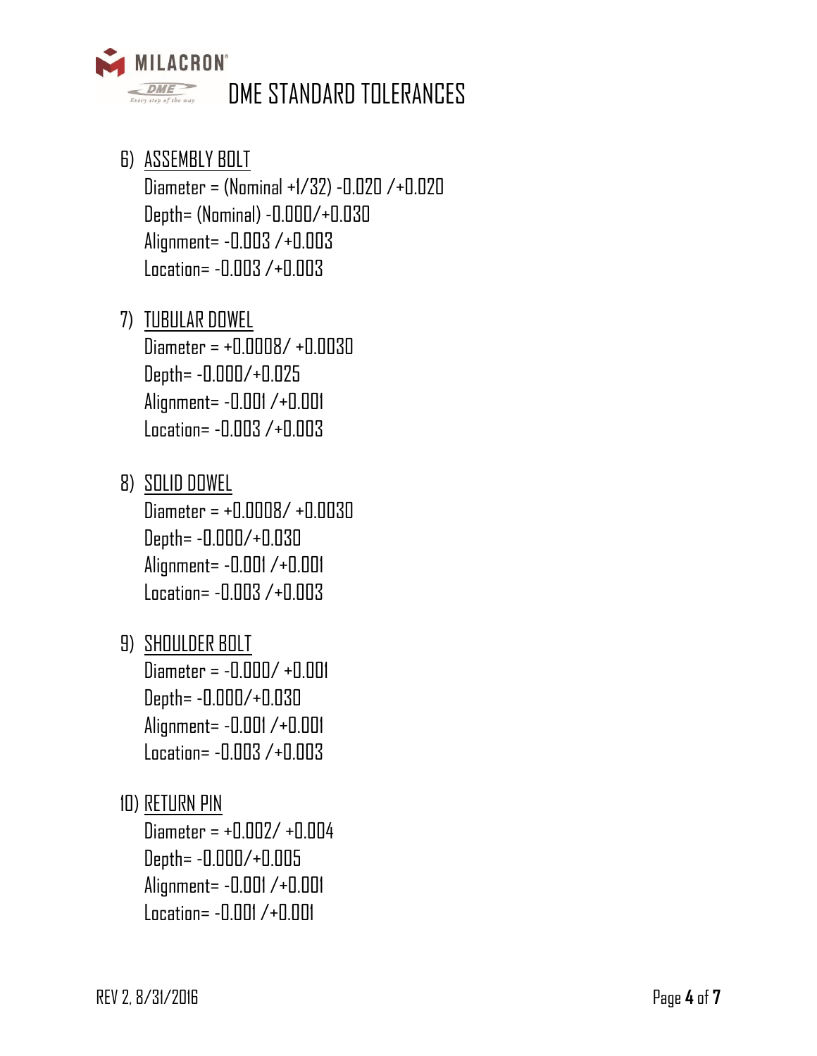6) ASSEMBLY BOLT

Diameter = (Nominal +1/32) -0.020 /+0.020
Depth= (Nominal) -0.000/+0.030
Alignment= -0.003 /+0.003
Location= -0.003 /+0.003

7) TUBULAR DOWEL

Diameter = +0.0008/ +0.0030
Depth= -0.000/+0.025
Alignment= -0.001 /+0.001
Location= -0.003 /+0.003

8) SOLID DOWEL

Diameter = +0.0008/ +0.0030
Depth= -0.000/+0.030
Alignment= -0.001 /+0.001
Location= -0.003 /+0.003

9) SHOULDER BOLT

Diameter = -0.000/ +0.001
Depth= -0.000/+0.030
Alignment= -0.001 /+0.001
Location= -0.003 /+0.003

10) RETURN PIN

Diameter = +0.002/ +0.004
Depth= -0.000/+0.005
Alignment= -0.001 /+0.001
Location= -0.001 /+0.001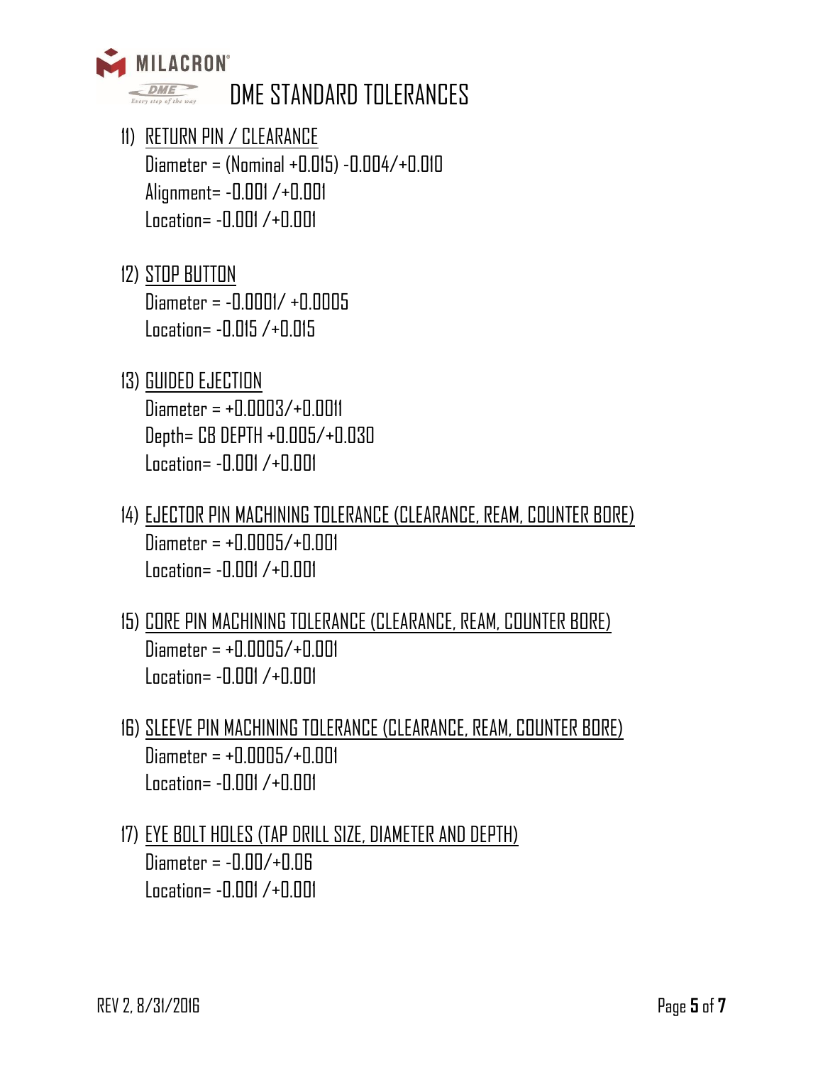# DME STANDARD TOLERANCES

11) RETURN PIN / CLEARANCE
   Diameter = (Nominal +0.015) -0.004/+0.010
   Alignment= -0.001 /+0.001
   Location= -0.001 /+0.001

12) STOP BUTTON
   Diameter = -0.0001/ +0.0005
   Location= -0.015 /+0.015

13) GUIDED EJECTION
   Diameter = +0.0003/+0.0011
   Depth= CB DEPTH +0.005/+0.030
   Location= -0.001 /+0.001

14) EJECTOR PIN MACHINING TOLERANCE (CLEARANCE, REAM, COUNTER BORE)
   Diameter = +0.0005/+0.001
   Location= -0.001 /+0.001

15) CORE PIN MACHINING TOLERANCE (CLEARANCE, REAM, COUNTER BORE)
   Diameter = +0.0005/+0.001
   Location= -0.001 /+0.001

16) SLEEVE PIN MACHINING TOLERANCE (CLEARANCE, REAM, COUNTER BORE)
   Diameter = +0.0005/+0.001
   Location= -0.001 /+0.001

17) EYE BOLT HOLES (TAP DRILL SIZE, DIAMETER AND DEPTH)
   Diameter = -0.00/+0.06
   Location= -0.001 /+0.001

REV 2, 8/31/2016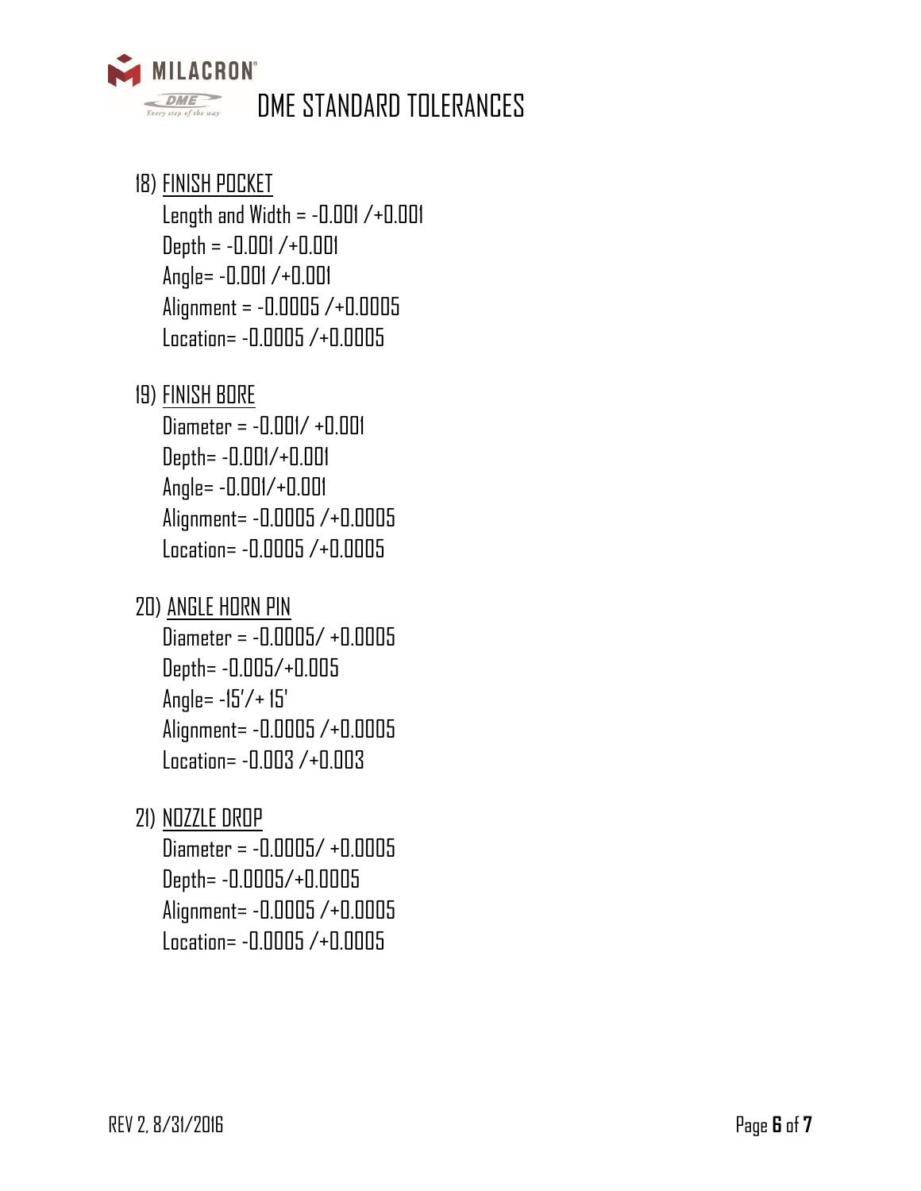18) FINISH POCKET

Length and Width = -0.001 /+0.001

Depth = -0.001 /+0.001

Angle= -0.001 /+0.001

Alignment = -0.0005 /+0.0005

Location= -0.0005 /+0.0005

19) FINISH BORE

Diameter = -0.001/ +0.001

Depth= -0.001/+0.001

Angle= -0.001/+0.001

Alignment= -0.0005 /+0.0005

Location= -0.0005 /+0.0005

20) ANGLE HORN PIN

Diameter = -0.0005/ +0.0005

Depth= -0.005/+0.005

Angle= -15'/+ 15'

Alignment= -0.0005 /+0.0005

Location= -0.003 /+0.003

21) NOZZLE DROP

Diameter = -0.0005/ +0.0005

Depth= -0.0005/+0.0005

Alignment= -0.0005 /+0.0005

Location= -0.0005 /+0.0005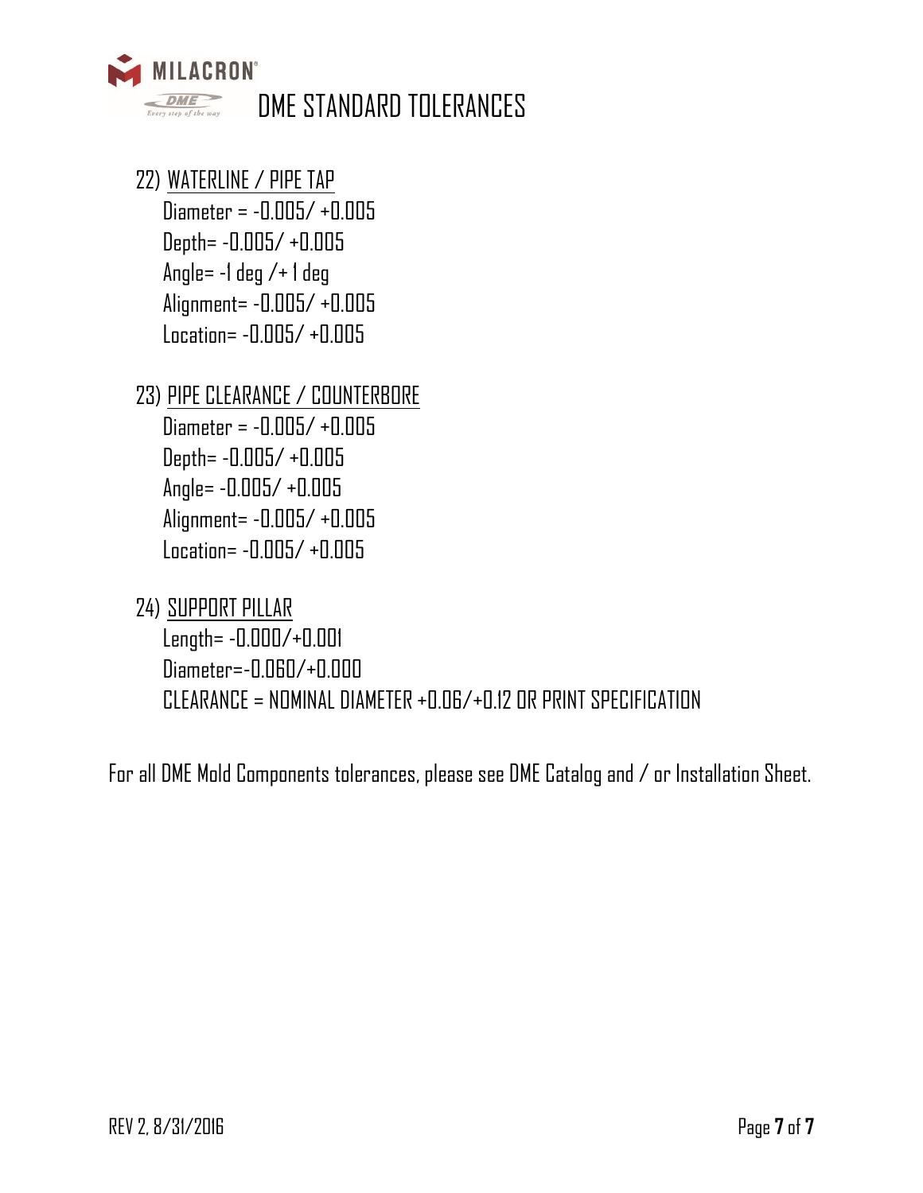# DME STANDARD TOLERANCES

22) WATERLINE / PIPE TAP
    Diameter = -0.005/ +0.005
    Depth= -0.005/ +0.005
    Angle= -1 deg /+ 1 deg
    Alignment= -0.005/ +0.005
    Location= -0.005/ +0.005

23) PIPE CLEARANCE / COUNTERBORE
    Diameter = -0.005/ +0.005
    Depth= -0.005/ +0.005
    Angle= -0.005/ +0.005
    Alignment= -0.005/ +0.005
    Location= -0.005/ +0.005

24) SUPPORT PILLAR
    Length= -0.000/+0.001
    Diameter=-0.060/+0.000
    CLEARANCE = NOMINAL DIAMETER +0.06/+0.12 OR PRINT SPECIFICATION

For all DME Mold Components tolerances, please see DME Catalog and / or Installation Sheet.

REV 2, 8/31/2016